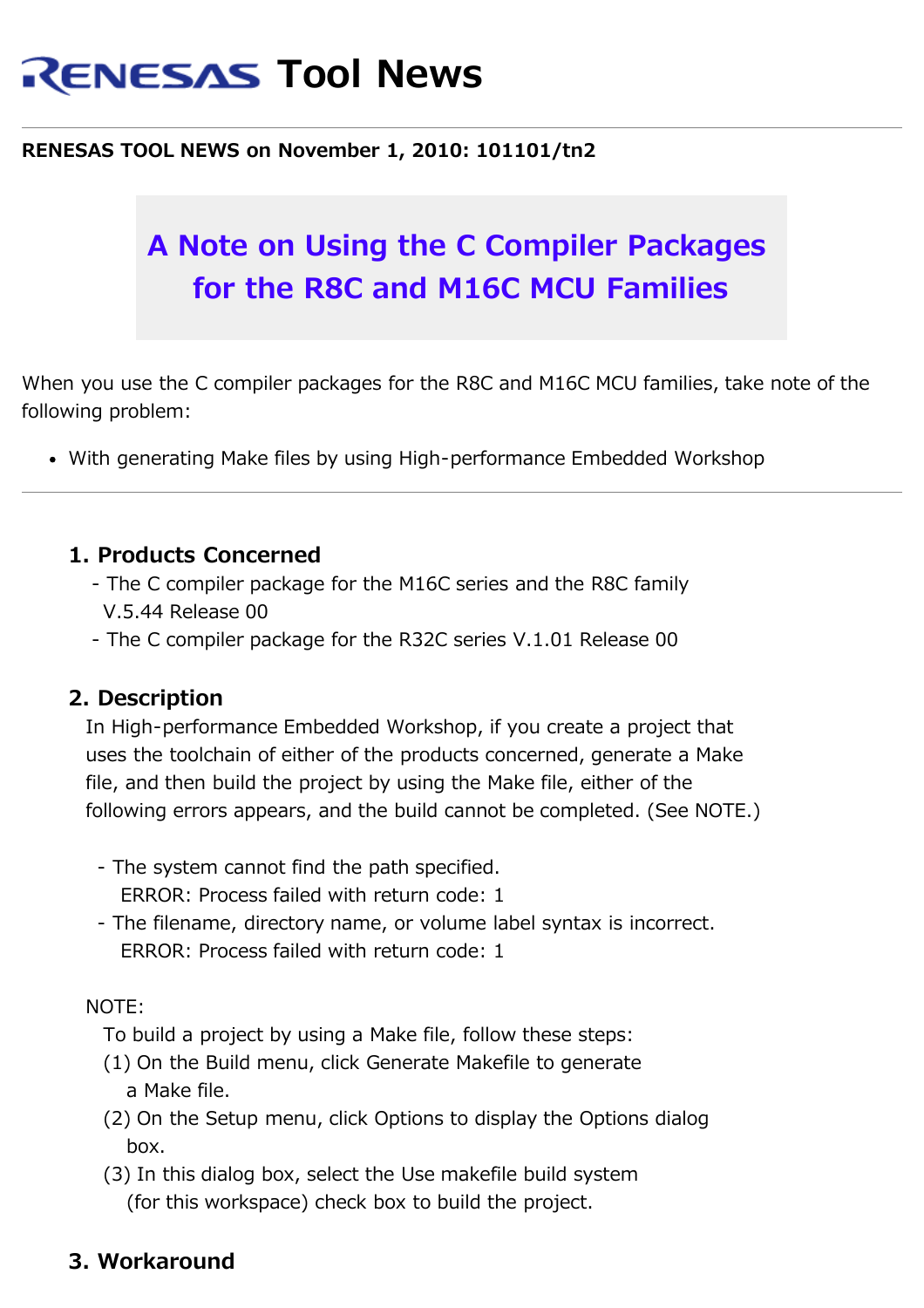# RENESAS Tool News

**RENESAS TOOL NEWS on November 1, 2010: 101101/tn2**

## A Note on Using the C Compiler Packages for the R8C and M16C MCU Families

When you use the C compiler packages for the R8C and M16C MCU families, take note of the following problem:

- With generating Make files by using High-performance Embedded Workshop

---

### 1. Products Concerned

- The C compiler package for the M16C series and the R8C family V.5.44 Release 00
- The C compiler package for the R32C series V.1.01 Release 00

### 2. Description

In High-performance Embedded Workshop, if you create a project that uses the toolchain of either of the products concerned, generate a Make file, and then build the project by using the Make file, either of the following errors appears, and the build cannot be completed. (See NOTE.)

- The system cannot find the path specified.
  ERROR: Process failed with return code: 1
- The filename, directory name, or volume label syntax is incorrect.
  ERROR: Process failed with return code: 1

NOTE:
To build a project by using a Make file, follow these steps:
(1) On the Build menu, click Generate Makefile to generate a Make file.
(2) On the Setup menu, click Options to display the Options dialog box.
(3) In this dialog box, select the Use makefile build system (for this workspace) check box to build the project.

### 3. Workaround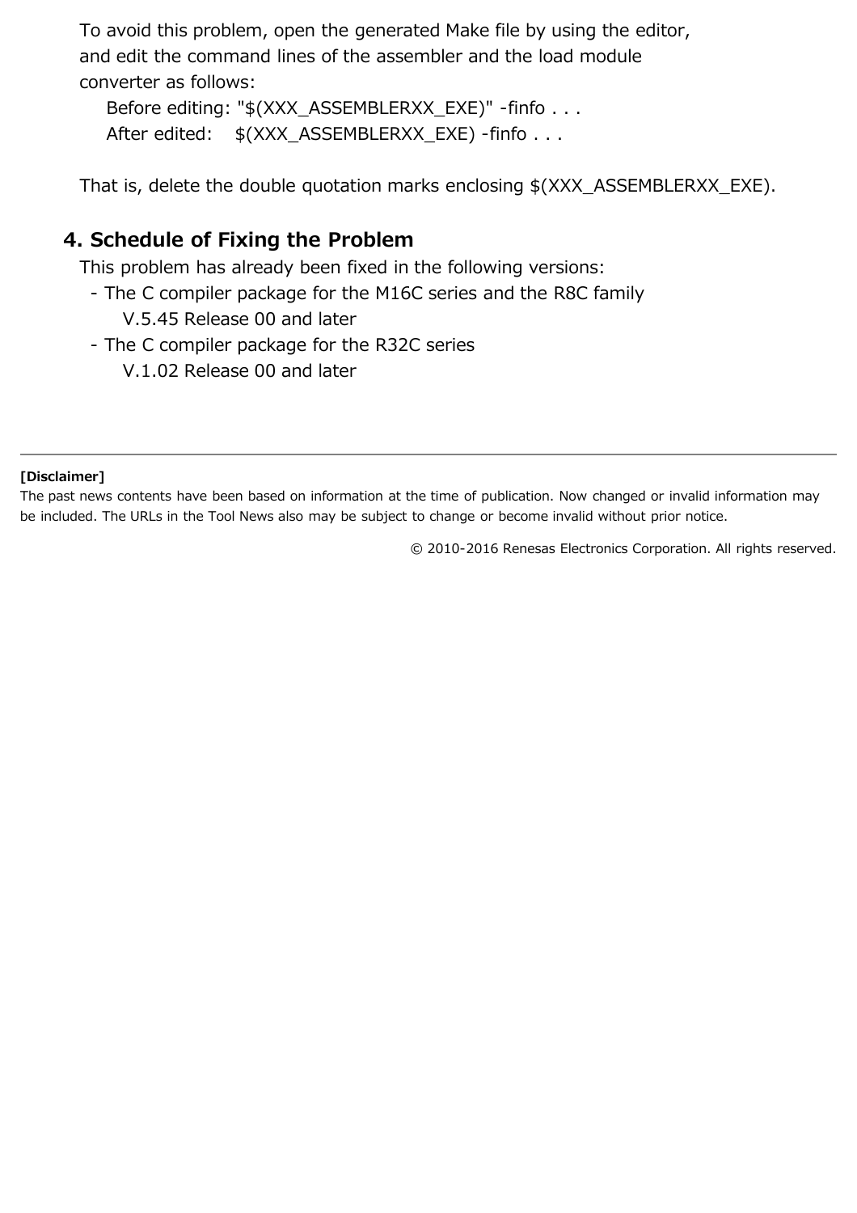To avoid this problem, open the generated Make file by using the editor, and edit the command lines of the assembler and the load module converter as follows:

Before editing: "$(XXX_ASSEMBLERXX_EXE)" -finfo . . .
After edited: $(XXX_ASSEMBLERXX_EXE) -finfo . . .

That is, delete the double quotation marks enclosing $(XXX_ASSEMBLERXX_EXE).

## 4. Schedule of Fixing the Problem

This problem has already been fixed in the following versions:

- The C compiler package for the M16C series and the R8C family
  V.5.45 Release 00 and later
- The C compiler package for the R32C series
  V.1.02 Release 00 and later

---

**[Disclaimer]**

The past news contents have been based on information at the time of publication. Now changed or invalid information may be included. The URLs in the Tool News also may be subject to change or become invalid without prior notice.

© 2010-2016 Renesas Electronics Corporation. All rights reserved.